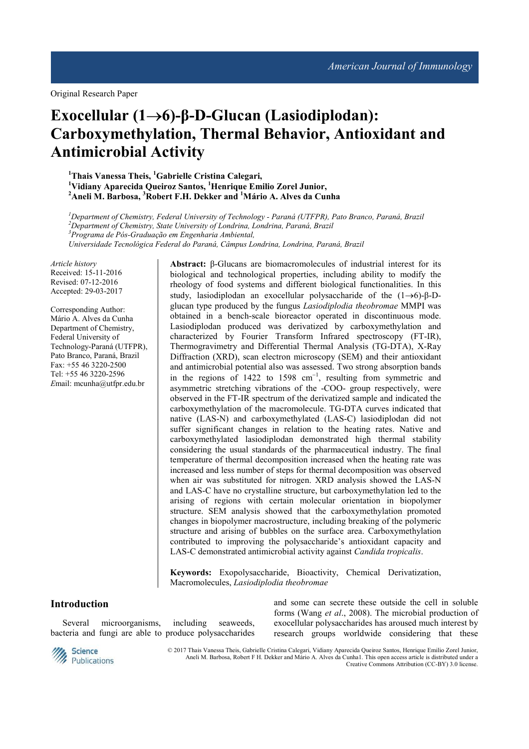Original Research Paper

# Exocellular (1→6)-β-D-Glucan (Lasiodiplodan): Carboxymethylation, Thermal Behavior, Antioxidant and Antimicrobial Activity

**[1]Thais Vanessa Theis, [1]Gabrielle Cristina Calegari, [1]Vidiany Aparecida Queiroz Santos, [1]Henrique Emilio Zorel Junior, [2]Aneli M. Barbosa, [3]Robert F.H. Dekker and [1]Mário A. Alves da Cunha**

[1]*Department of Chemistry, Federal University of Technology - Paraná (UTFPR), Pato Branco, Paraná, Brazil*
[2]*Department of Chemistry, State University of Londrina, Londrina, Paraná, Brazil*
[3]*Programa de Pós-Graduação em Engenharia Ambiental, Universidade Tecnológica Federal do Paraná, Câmpus Londrina, Londrina, Paraná, Brazil*

*Article history*
Received: 15-11-2016
Revised: 07-12-2016
Accepted: 29-03-2017

Corresponding Author:
Mário A. Alves da Cunha
Department of Chemistry, Federal University of Technology-Paraná (UTFPR), Pato Branco, Paraná, Brazil
Fax: +55 46 3220-2500
Tel: +55 46 3220-2596
*E*mail: mcunha@utfpr.edu.br

**Abstract:** β-Glucans are biomacromolecules of industrial interest for its biological and technological properties, including ability to modify the rheology of food systems and different biological functionalities. In this study, lasiodiplodan an exocellular polysaccharide of the (1→6)-β-D-glucan type produced by the fungus *Lasiodiplodia theobromae* MMPI was obtained in a bench-scale bioreactor operated in discontinuous mode. Lasiodiplodan produced was derivatized by carboxymethylation and characterized by Fourier Transform Infrared spectroscopy (FT-IR), Thermogravimetry and Differential Thermal Analysis (TG-DTA), X-Ray Diffraction (XRD), scan electron microscopy (SEM) and their antioxidant and antimicrobial potential also was assessed. Two strong absorption bands in the regions of 1422 to 1598 $cm^{-1}$, resulting from symmetric and asymmetric stretching vibrations of the -COO- group respectively, were observed in the FT-IR spectrum of the derivatized sample and indicated the carboxymethylation of the macromolecule. TG-DTA curves indicated that native (LAS-N) and carboxymethylated (LAS-C) lasiodiplodan did not suffer significant changes in relation to the heating rates. Native and carboxymethylated lasiodiplodan demonstrated high thermal stability considering the usual standards of the pharmaceutical industry. The final temperature of thermal decomposition increased when the heating rate was increased and less number of steps for thermal decomposition was observed when air was substituted for nitrogen. XRD analysis showed the LAS-N and LAS-C have no crystalline structure, but carboxymethylation led to the arising of regions with certain molecular orientation in biopolymer structure. SEM analysis showed that the carboxymethylation promoted changes in biopolymer macrostructure, including breaking of the polymeric structure and arising of bubbles on the surface area. Carboxymethylation contributed to improving the polysaccharide's antioxidant capacity and LAS-C demonstrated antimicrobial activity against *Candida tropicalis*.

**Keywords:** Exopolysaccharide, Bioactivity, Chemical Derivatization, Macromolecules, *Lasiodiplodia theobromae*

## Introduction

Several microorganisms, including seaweeds, bacteria and fungi are able to produce polysaccharides and some can secrete these outside the cell in soluble forms (Wang *et al*., 2008). The microbial production of exocellular polysaccharides has aroused much interest by research groups worldwide considering that these

© 2017 Thais Vanessa Theis, Gabrielle Cristina Calegari, Vidiany Aparecida Queiroz Santos, Henrique Emilio Zorel Junior, Aneli M. Barbosa, Robert F H. Dekker and Mário A. Alves da Cunha1. This open access article is distributed under a Creative Commons Attribution (CC-BY) 3.0 license.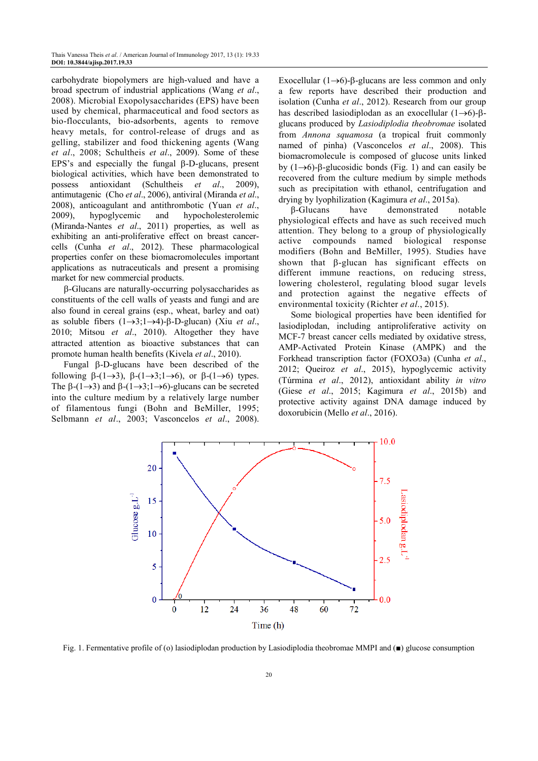carbohydrate biopolymers are high-valued and have a broad spectrum of industrial applications (Wang *et al*., 2008). Microbial Exopolysaccharides (EPS) have been used by chemical, pharmaceutical and food sectors as bio-flocculants, bio-adsorbents, agents to remove heavy metals, for control-release of drugs and as gelling, stabilizer and food thickening agents (Wang *et al*., 2008; Schultheis *et al*., 2009). Some of these EPS's and especially the fungal β-D-glucans, present biological activities, which have been demonstrated to possess antioxidant (Schultheis *et al*., 2009), antimutagenic (Cho *et al*., 2006), antiviral (Miranda *et al*., 2008), anticoagulant and antithrombotic (Yuan *et al*., 2009), hypoglycemic and hypocholesterolemic (Miranda-Nantes *et al*., 2011) properties, as well as exhibiting an anti-proliferative effect on breast cancer-cells (Cunha *et al*., 2012). These pharmacological properties confer on these biomacromolecules important applications as nutraceuticals and present a promising market for new commercial products.

β-Glucans are naturally-occurring polysaccharides as constituents of the cell walls of yeasts and fungi and are also found in cereal grains (esp., wheat, barley and oat) as soluble fibers (1→3;1→4)-β-D-glucan) (Xiu *et al*., 2010; Mitsou *et al*., 2010). Altogether they have attracted attention as bioactive substances that can promote human health benefits (Kivela *et al*., 2010).

Fungal β-D-glucans have been described of the following β-(1→3), β-(1→3;1→6), or β-(1→6) types. The β-(1→3) and β-(1→3;1→6)-glucans can be secreted into the culture medium by a relatively large number of filamentous fungi (Bohn and BeMiller, 1995; Selbmann *et al*., 2003; Vasconcelos *et al*., 2008). Exocellular (1→6)-β-glucans are less common and only a few reports have described their production and isolation (Cunha *et al*., 2012). Research from our group has described lasiodiplodan as an exocellular (1→6)-β-glucans produced by *Lasiodiplodia theobromae* isolated from *Annona squamosa* (a tropical fruit commonly named of pinha) (Vasconcelos *et al*., 2008). This biomacromolecule is composed of glucose units linked by (1→6)-β-glucosidic bonds (Fig. 1) and can easily be recovered from the culture medium by simple methods such as precipitation with ethanol, centrifugation and drying by lyophilization (Kagimura *et al*., 2015a).

β-Glucans have demonstrated notable physiological effects and have as such received much attention. They belong to a group of physiologically active compounds named biological response modifiers (Bohn and BeMiller, 1995). Studies have shown that β-glucan has significant effects on different immune reactions, on reducing stress, lowering cholesterol, regulating blood sugar levels and protection against the negative effects of environmental toxicity (Richter *et al*., 2015).

Some biological properties have been identified for lasiodiplodan, including antiproliferative activity on MCF-7 breast cancer cells mediated by oxidative stress, AMP-Activated Protein Kinase (AMPK) and the Forkhead transcription factor (FOXO3a) (Cunha *et al*., 2012; Queiroz *et al*., 2015), hypoglycemic activity (Túrmina *et al*., 2012), antioxidant ability *in vitro* (Giese *et al*., 2015; Kagimura *et al*., 2015b) and protective activity against DNA damage induced by doxorubicin (Mello *et al*., 2016).

Fig. 1. Fermentative profile of (o) lasiodiplodan production by Lasiodiplodia theobromae MMPI and (■) glucose consumption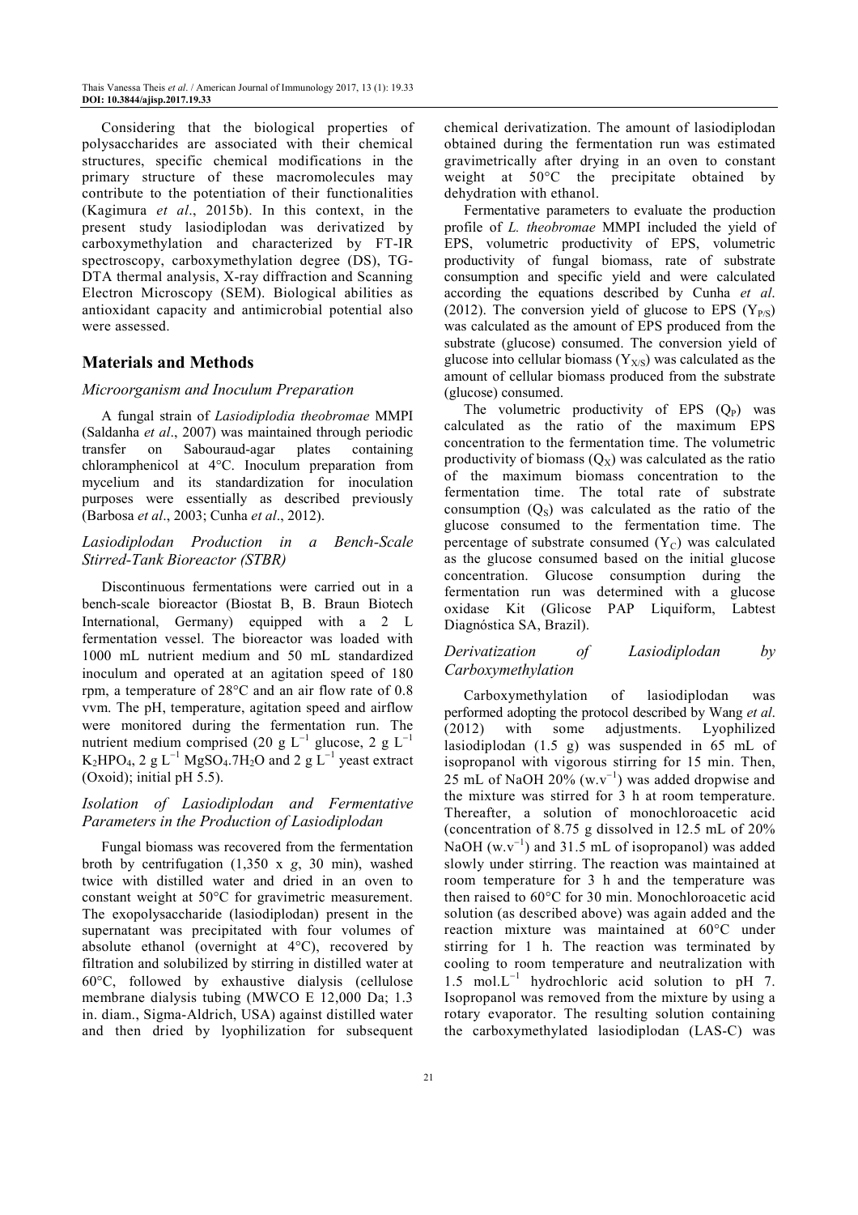Considering that the biological properties of polysaccharides are associated with their chemical structures, specific chemical modifications in the primary structure of these macromolecules may contribute to the potentiation of their functionalities (Kagimura *et al*., 2015b). In this context, in the present study lasiodiplodan was derivatized by carboxymethylation and characterized by FT-IR spectroscopy, carboxymethylation degree (DS), TG-DTA thermal analysis, X-ray diffraction and Scanning Electron Microscopy (SEM). Biological abilities as antioxidant capacity and antimicrobial potential also were assessed.

## Materials and Methods

### Microorganism and Inoculum Preparation

A fungal strain of *Lasiodiplodia theobromae* MMPI (Saldanha *et al*., 2007) was maintained through periodic transfer on Sabouraud-agar plates containing chloramphenicol at 4°C. Inoculum preparation from mycelium and its standardization for inoculation purposes were essentially as described previously (Barbosa *et al*., 2003; Cunha *et al*., 2012).

### Lasiodiplodan Production in a Bench-Scale Stirred-Tank Bioreactor (STBR)

Discontinuous fermentations were carried out in a bench-scale bioreactor (Biostat B, B. Braun Biotech International, Germany) equipped with a 2 L fermentation vessel. The bioreactor was loaded with 1000 mL nutrient medium and 50 mL standardized inoculum and operated at an agitation speed of 180 rpm, a temperature of 28°C and an air flow rate of 0.8 vvm. The pH, temperature, agitation speed and airflow were monitored during the fermentation run. The nutrient medium comprised (20 g $L^{-1}$ glucose, 2 g $L^{-1}$ $K_2HPO_4$, 2 g $L^{-1}$ $MgSO_4.7H_2O$ and 2 g $L^{-1}$ yeast extract (Oxoid); initial pH 5.5).

### Isolation of Lasiodiplodan and Fermentative Parameters in the Production of Lasiodiplodan

Fungal biomass was recovered from the fermentation broth by centrifugation (1,350 x *g*, 30 min), washed twice with distilled water and dried in an oven to constant weight at 50°C for gravimetric measurement. The exopolysaccharide (lasiodiplodan) present in the supernatant was precipitated with four volumes of absolute ethanol (overnight at 4°C), recovered by filtration and solubilized by stirring in distilled water at 60°C, followed by exhaustive dialysis (cellulose membrane dialysis tubing (MWCO E 12,000 Da; 1.3 in. diam., Sigma-Aldrich, USA) against distilled water and then dried by lyophilization for subsequent chemical derivatization. The amount of lasiodiplodan obtained during the fermentation run was estimated gravimetrically after drying in an oven to constant weight at 50°C the precipitate obtained by dehydration with ethanol.

Fermentative parameters to evaluate the production profile of *L. theobromae* MMPI included the yield of EPS, volumetric productivity of EPS, volumetric productivity of fungal biomass, rate of substrate consumption and specific yield and were calculated according the equations described by Cunha *et al*. (2012). The conversion yield of glucose to EPS ($Y_{P/S}$) was calculated as the amount of EPS produced from the substrate (glucose) consumed. The conversion yield of glucose into cellular biomass ($Y_{X/S}$) was calculated as the amount of cellular biomass produced from the substrate (glucose) consumed.

The volumetric productivity of EPS ($Q_P$) was calculated as the ratio of the maximum EPS concentration to the fermentation time. The volumetric productivity of biomass ($Q_X$) was calculated as the ratio of the maximum biomass concentration to the fermentation time. The total rate of substrate consumption ($Q_S$) was calculated as the ratio of the glucose consumed to the fermentation time. The percentage of substrate consumed ($Y_C$) was calculated as the glucose consumed based on the initial glucose concentration. Glucose consumption during the fermentation run was determined with a glucose oxidase Kit (Glicose PAP Liquiform, Labtest Diagnóstica SA, Brazil).

### Derivatization of Lasiodiplodan by Carboxymethylation

Carboxymethylation of lasiodiplodan was performed adopting the protocol described by Wang *et al*. (2012) with some adjustments. Lyophilized lasiodiplodan (1.5 g) was suspended in 65 mL of isopropanol with vigorous stirring for 15 min. Then, 25 mL of NaOH 20% ($w.v^{-1}$) was added dropwise and the mixture was stirred for 3 h at room temperature. Thereafter, a solution of monochloroacetic acid (concentration of 8.75 g dissolved in 12.5 mL of 20% NaOH ($w.v^{-1}$) and 31.5 mL of isopropanol) was added slowly under stirring. The reaction was maintained at room temperature for 3 h and the temperature was then raised to 60°C for 30 min. Monochloroacetic acid solution (as described above) was again added and the reaction mixture was maintained at 60°C under stirring for 1 h. The reaction was terminated by cooling to room temperature and neutralization with 1.5 $mol.L^{-1}$ hydrochloric acid solution to pH 7. Isopropanol was removed from the mixture by using a rotary evaporator. The resulting solution containing the carboxymethylated lasiodiplodan (LAS-C) was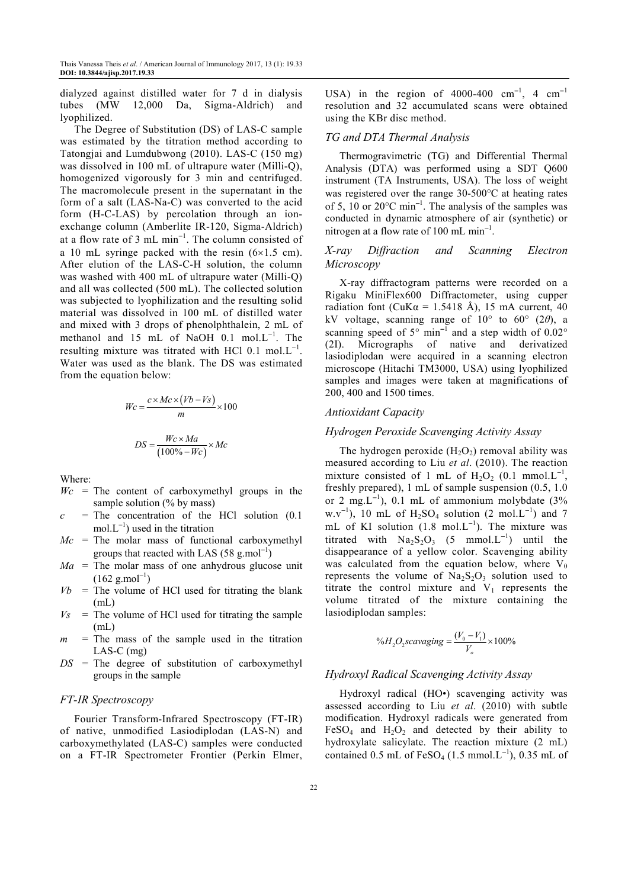dialyzed against distilled water for 7 d in dialysis tubes (MW 12,000 Da, Sigma-Aldrich) and lyophilized.

The Degree of Substitution (DS) of LAS-C sample was estimated by the titration method according to Tatongjai and Lumdubwong (2010). LAS-C (150 mg) was dissolved in 100 mL of ultrapure water (Milli-Q), homogenized vigorously for 3 min and centrifuged. The macromolecule present in the supernatant in the form of a salt (LAS-Na-C) was converted to the acid form (H-C-LAS) by percolation through an ion-exchange column (Amberlite IR-120, Sigma-Aldrich) at a flow rate of 3 mL $min^{-1}$. The column consisted of a 10 mL syringe packed with the resin (6×1.5 cm). After elution of the LAS-C-H solution, the column was washed with 400 mL of ultrapure water (Milli-Q) and all was collected (500 mL). The collected solution was subjected to lyophilization and the resulting solid material was dissolved in 100 mL of distilled water and mixed with 3 drops of phenolphthalein, 2 mL of methanol and 15 mL of NaOH 0.1 $mol.L^{-1}$. The resulting mixture was titrated with HCl 0.1 $mol.L^{-1}$. Water was used as the blank. The DS was estimated from the equation below:

$$Wc = \frac{c \times Mc \times (Vb - Vs)}{m} \times 100$$

$$DS = \frac{Wc \times Ma}{(100\% - Wc)} \times Mc$$

Where:

- $Wc$ = The content of carboxymethyl groups in the sample solution (% by mass)
- $c$ = The concentration of the HCl solution (0.1 $mol.L^{-1}$) used in the titration
- $Mc$ = The molar mass of functional carboxymethyl groups that reacted with LAS (58 $g.mol^{-1}$)
- $Ma$ = The molar mass of one anhydrous glucose unit (162 $g.mol^{-1}$)
- $Vb$ = The volume of HCl used for titrating the blank (mL)
- $Vs$ = The volume of HCl used for titrating the sample (mL)
- $m$ = The mass of the sample used in the titration LAS-C (mg)
- $DS$ = The degree of substitution of carboxymethyl groups in the sample

### FT-IR Spectroscopy

Fourier Transform-Infrared Spectroscopy (FT-IR) of native, unmodified Lasiodiplodan (LAS-N) and carboxymethylated (LAS-C) samples were conducted on a FT-IR Spectrometer Frontier (Perkin Elmer, USA) in the region of 4000-400 $cm^{-1}$, 4 $cm^{-1}$ resolution and 32 accumulated scans were obtained using the KBr disc method.

### TG and DTA Thermal Analysis

Thermogravimetric (TG) and Differential Thermal Analysis (DTA) was performed using a SDT Q600 instrument (TA Instruments, USA). The loss of weight was registered over the range 30-500°C at heating rates of 5, 10 or 20°C $min^{-1}$. The analysis of the samples was conducted in dynamic atmosphere of air (synthetic) or nitrogen at a flow rate of 100 mL $min^{-1}$.

### X-ray Diffraction and Scanning Electron Microscopy

X-ray diffractogram patterns were recorded on a Rigaku MiniFlex600 Diffractometer, using cupper radiation font (CuKα = 1.5418 Å), 15 mA current, 40 kV voltage, scanning range of 10° to 60° ($2\theta$), a scanning speed of 5° $min^{-1}$ and a step width of 0.02° (2I). Micrographs of native and derivatized lasiodiplodan were acquired in a scanning electron microscope (Hitachi TM3000, USA) using lyophilized samples and images were taken at magnifications of 200, 400 and 1500 times.

### Antioxidant Capacity

### Hydrogen Peroxide Scavenging Activity Assay

The hydrogen peroxide ($H_2O_2$) removal ability was measured according to Liu *et al*. (2010). The reaction mixture consisted of 1 mL of $H_2O_2$ (0.1 $mmol.L^{-1}$, freshly prepared), 1 mL of sample suspension (0.5, 1.0 or 2 $mg.L^{-1}$), 0.1 mL of ammonium molybdate (3% $w.v^{-1}$), 10 mL of $H_2SO_4$ solution (2 $mol.L^{-1}$) and 7 mL of KI solution (1.8 $mol.L^{-1}$). The mixture was titrated with $Na_2S_2O_3$ (5 $mmol.L^{-1}$) until the disappearance of a yellow color. Scavenging ability was calculated from the equation below, where $V_0$ represents the volume of $Na_2S_2O_3$ solution used to titrate the control mixture and $V_1$ represents the volume titrated of the mixture containing the lasiodiplodan samples:

$$\% H_2O_2 scavaging = \frac{(V_0 - V_1)}{V_o} \times 100\%$$

### Hydroxyl Radical Scavenging Activity Assay

Hydroxyl radical (HO•) scavenging activity was assessed according to Liu *et al*. (2010) with subtle modification. Hydroxyl radicals were generated from $FeSO_4$ and $H_2O_2$ and detected by their ability to hydroxylate salicylate. The reaction mixture (2 mL) contained 0.5 mL of $FeSO_4$ (1.5 $mmol.L^{-1}$), 0.35 mL of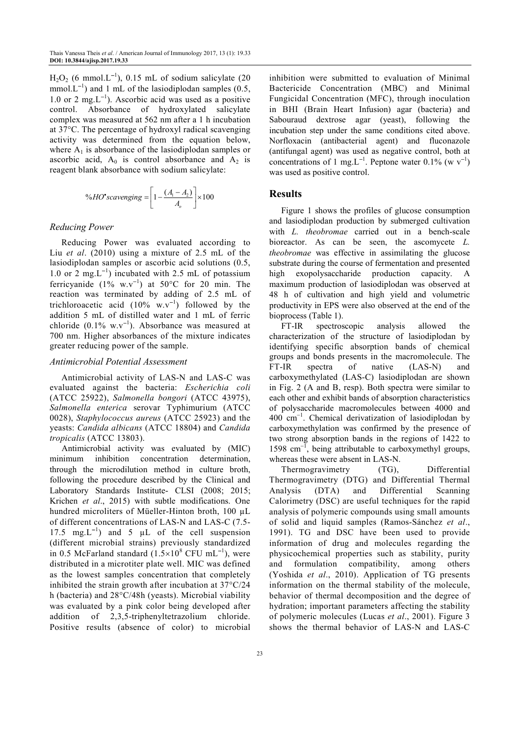$H_2O_2$ (6 mmol.$L^{-1}$), 0.15 mL of sodium salicylate (20 mmol.$L^{-1}$) and 1 mL of the lasiodiplodan samples (0.5, 1.0 or 2 mg.$L^{-1}$). Ascorbic acid was used as a positive control. Absorbance of hydroxylated salicylate complex was measured at 562 nm after a 1 h incubation at 37°C. The percentage of hydroxyl radical scavenging activity was determined from the equation below, where $A_1$ is absorbance of the lasiodiplodan samples or ascorbic acid, $A_0$ is control absorbance and $A_2$ is reagent blank absorbance with sodium salicylate:

$$\%HO^{\bullet}scavenging = \left[1 - \frac{(A_1 - A_2)}{A_o}\right] \times 100$$

### Reducing Power

Reducing Power was evaluated according to Liu *et al*. (2010) using a mixture of 2.5 mL of the lasiodiplodan samples or ascorbic acid solutions (0.5, 1.0 or 2 mg.$L^{-1}$) incubated with 2.5 mL of potassium ferricyanide (1% w.$v^{-1}$) at 50°C for 20 min. The reaction was terminated by adding of 2.5 mL of trichloroacetic acid (10% w.$v^{-1}$) followed by the addition 5 mL of distilled water and 1 mL of ferric chloride (0.1% w.$v^{-1}$). Absorbance was measured at 700 nm. Higher absorbances of the mixture indicates greater reducing power of the sample.

### Antimicrobial Potential Assessment

Antimicrobial activity of LAS-N and LAS-C was evaluated against the bacteria: *Escherichia coli* (ATCC 25922), *Salmonella bongori* (ATCC 43975), *Salmonella enterica* serovar Typhimurium (ATCC 0028), *Staphylococcus aureus* (ATCC 25923) and the yeasts: *Candida albicans* (ATCC 18804) and *Candida tropicalis* (ATCC 13803).

Antimicrobial activity was evaluated by (MIC) minimum inhibition concentration determination, through the microdilution method in culture broth, following the procedure described by the Clinical and Laboratory Standards Institute- CLSI (2008; 2015; Krichen *et al*., 2015) with subtle modifications. One hundred microliters of Müeller-Hinton broth, 100 µL of different concentrations of LAS-N and LAS-C (7.5-17.5 mg.$L^{-1}$) and 5 µL of the cell suspension (different microbial strains) previously standardized in 0.5 McFarland standard ($1.5\times10^8$ CFU $mL^{-1}$), were distributed in a microtiter plate well. MIC was defined as the lowest samples concentration that completely inhibited the strain growth after incubation at 37°C/24 h (bacteria) and 28°C/48h (yeasts). Microbial viability was evaluated by a pink color being developed after addition of 2,3,5-triphenyltetrazolium chloride. Positive results (absence of color) to microbial inhibition were submitted to evaluation of Minimal Bactericide Concentration (MBC) and Minimal Fungicidal Concentration (MFC), through inoculation in BHI (Brain Heart Infusion) agar (bacteria) and Sabouraud dextrose agar (yeast), following the incubation step under the same conditions cited above. Norfloxacin (antibacterial agent) and fluconazole (antifungal agent) was used as negative control, both at concentrations of 1 mg.$L^{-1}$. Peptone water 0.1% (w $v^{-1}$) was used as positive control.

## Results

Figure 1 shows the profiles of glucose consumption and lasiodiplodan production by submerged cultivation with *L. theobromae* carried out in a bench-scale bioreactor. As can be seen, the ascomycete *L. theobromae* was effective in assimilating the glucose substrate during the course of fermentation and presented high exopolysaccharide production capacity. A maximum production of lasiodiplodan was observed at 48 h of cultivation and high yield and volumetric productivity in EPS were also observed at the end of the bioprocess (Table 1).

FT-IR spectroscopic analysis allowed the characterization of the structure of lasiodiplodan by identifying specific absorption bands of chemical groups and bonds presents in the macromolecule. The FT-IR spectra of native (LAS-N) and carboxymethylated (LAS-C) lasiodiplodan are shown in Fig. 2 (A and B, resp). Both spectra were similar to each other and exhibit bands of absorption characteristics of polysaccharide macromolecules between 4000 and 400 $cm^{-1}$. Chemical derivatization of lasiodiplodan by carboxymethylation was confirmed by the presence of two strong absorption bands in the regions of 1422 to 1598 $cm^{-1}$, being attributable to carboxymethyl groups, whereas these were absent in LAS-N.

Thermogravimetry (TG), Differential Thermogravimetry (DTG) and Differential Thermal Analysis (DTA) and Differential Scanning Calorimetry (DSC) are useful techniques for the rapid analysis of polymeric compounds using small amounts of solid and liquid samples (Ramos-Sánchez *et al*., 1991). TG and DSC have been used to provide information of drug and molecules regarding the physicochemical properties such as stability, purity and formulation compatibility, among others (Yoshida *et al*., 2010). Application of TG presents information on the thermal stability of the molecule, behavior of thermal decomposition and the degree of hydration; important parameters affecting the stability of polymeric molecules (Lucas *et al*., 2001). Figure 3 shows the thermal behavior of LAS-N and LAS-C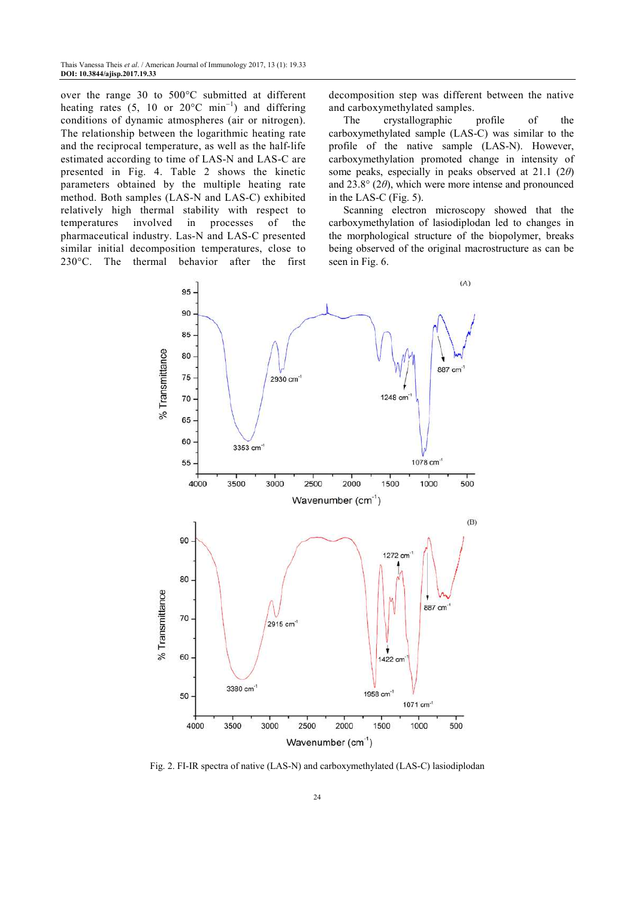over the range 30 to 500°C submitted at different heating rates (5, 10 or 20°C min$^{-1}$) and differing conditions of dynamic atmospheres (air or nitrogen). The relationship between the logarithmic heating rate and the reciprocal temperature, as well as the half-life estimated according to time of LAS-N and LAS-C are presented in Fig. 4. Table 2 shows the kinetic parameters obtained by the multiple heating rate method. Both samples (LAS-N and LAS-C) exhibited relatively high thermal stability with respect to temperatures involved in processes of the pharmaceutical industry. Las-N and LAS-C presented similar initial decomposition temperatures, close to 230°C. The thermal behavior after the first decomposition step was different between the native and carboxymethylated samples.

The crystallographic profile of the carboxymethylated sample (LAS-C) was similar to the profile of the native sample (LAS-N). However, carboxymethylation promoted change in intensity of some peaks, especially in peaks observed at 21.1 (2$\theta$) and 23.8° (2$\theta$), which were more intense and pronounced in the LAS-C (Fig. 5).

Scanning electron microscopy showed that the carboxymethylation of lasiodiplodan led to changes in the morphological structure of the biopolymer, breaks being observed of the original macrostructure as can be seen in Fig. 6.

Fig. 2. FI-IR spectra of native (LAS-N) and carboxymethylated (LAS-C) lasiodiplodan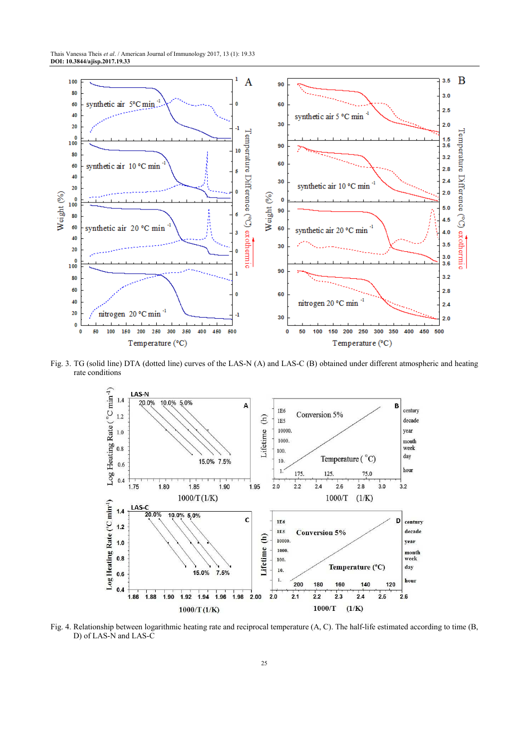Fig. 3. TG (solid line) DTA (dotted line) curves of the LAS-N (A) and LAS-C (B) obtained under different atmospheric and heating rate conditions

Fig. 4. Relationship between logarithmic heating rate and reciprocal temperature (A, C). The half-life estimated according to time (B, D) of LAS-N and LAS-C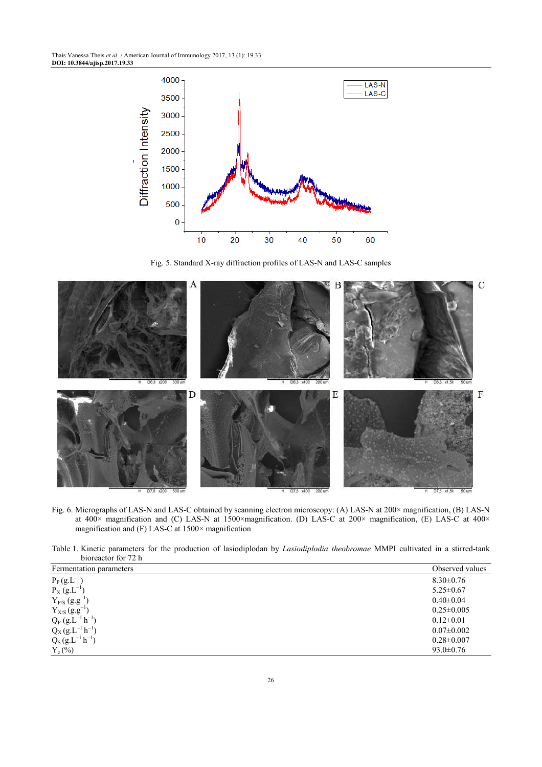Fig. 5. Standard X-ray diffraction profiles of LAS-N and LAS-C samples

Fig. 6. Micrographs of LAS-N and LAS-C obtained by scanning electron microscopy: (A) LAS-N at 200× magnification, (B) LAS-N at 400× magnification and (C) LAS-N at 1500×magnification. (D) LAS-C at 200× magnification, (E) LAS-C at 400× magnification and (F) LAS-C at 1500× magnification

Table 1. Kinetic parameters for the production of lasiodiplodan by *Lasiodiplodia theobromae* MMPI cultivated in a stirred-tank bioreactor for 72 h

| Fermentation parameters | Observed values |
|---|---|
| $P_P$ ($g.L^{-1}$) | 8.30±0.76 |
| $P_X$ ($g.L^{-1}$) | 5.25±0.67 |
| $Y_{P/S}$ ($g.g^{-1}$) | 0.40±0.04 |
| $Y_{X/S}$ ($g.g^{-1}$) | 0.25±0.005 |
| $Q_P$ ($g.L^{-1}$ $h^{-1}$) | 0.12±0.01 |
| $Q_X$ ($g.L^{-1}$ $h^{-1}$) | 0.07±0.002 |
| $Q_S$ ($g.L^{-1}$ $h^{-1}$) | 0.28±0.007 |
| $Y_c$ (%) | 93.0±0.76 |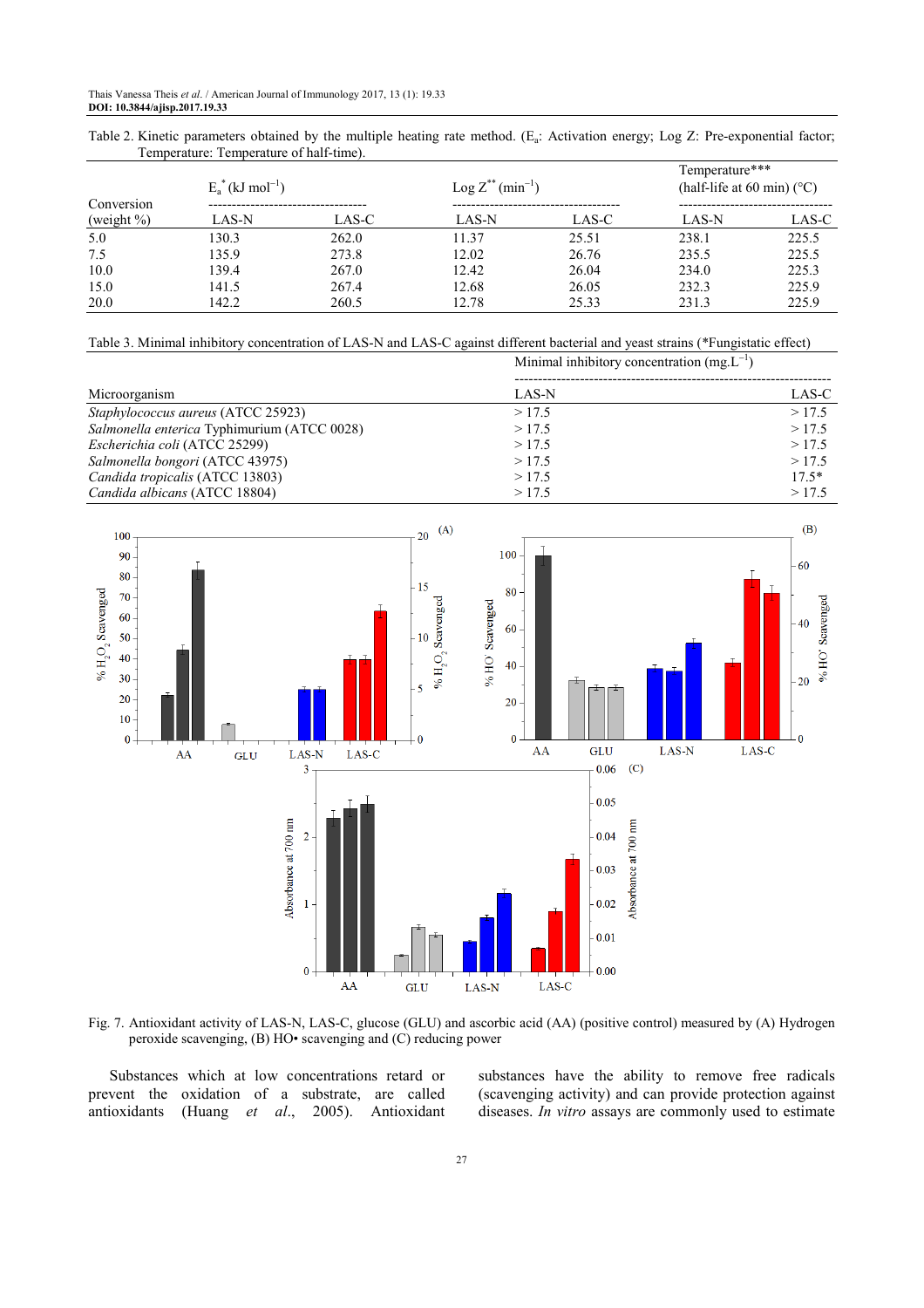Table 2. Kinetic parameters obtained by the multiple heating rate method. ($E_a$: Activation energy; Log Z: Pre-exponential factor; Temperature: Temperature of half-time).

| Conversion (weight %) | $E_a^*$ (kJ mol$^{-1}$) | | Log $Z^{**}$ (min$^{-1}$) | | Temperature*** (half-life at 60 min) (°C) | |
|---|---|---|---|---|---|---|
| | LAS-N | LAS-C | LAS-N | LAS-C | LAS-N | LAS-C |
| 5.0 | 130.3 | 262.0 | 11.37 | 25.51 | 238.1 | 225.5 |
| 7.5 | 135.9 | 273.8 | 12.02 | 26.76 | 235.5 | 225.5 |
| 10.0 | 139.4 | 267.0 | 12.42 | 26.04 | 234.0 | 225.3 |
| 15.0 | 141.5 | 267.4 | 12.68 | 26.05 | 232.3 | 225.9 |
| 20.0 | 142.2 | 260.5 | 12.78 | 25.33 | 231.3 | 225.9 |

Table 3. Minimal inhibitory concentration of LAS-N and LAS-C against different bacterial and yeast strains (*Fungistatic effect)

| Microorganism | Minimal inhibitory concentration (mg.L$^{-1}$) | |
|---|---|---|
| | LAS-N | LAS-C |
| *Staphylococcus aureus* (ATCC 25923) | > 17.5 | > 17.5 |
| *Salmonella enterica* Typhimurium (ATCC 0028) | > 17.5 | > 17.5 |
| *Escherichia coli* (ATCC 25299) | > 17.5 | > 17.5 |
| *Salmonella bongori* (ATCC 43975) | > 17.5 | > 17.5 |
| *Candida tropicalis* (ATCC 13803) | > 17.5 | 17.5* |
| *Candida albicans* (ATCC 18804) | > 17.5 | > 17.5 |

Fig. 7. Antioxidant activity of LAS-N, LAS-C, glucose (GLU) and ascorbic acid (AA) (positive control) measured by (A) Hydrogen peroxide scavenging, (B) HO• scavenging and (C) reducing power

Substances which at low concentrations retard or prevent the oxidation of a substrate, are called antioxidants (Huang *et al*., 2005). Antioxidant substances have the ability to remove free radicals (scavenging activity) and can provide protection against diseases. *In vitro* assays are commonly used to estimate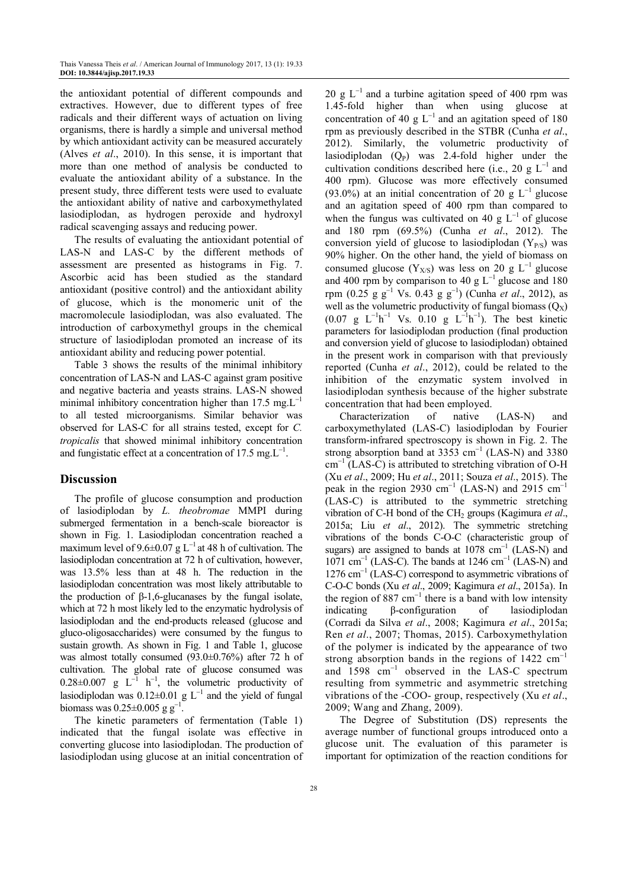the antioxidant potential of different compounds and extractives. However, due to different types of free radicals and their different ways of actuation on living organisms, there is hardly a simple and universal method by which antioxidant activity can be measured accurately (Alves *et al*., 2010). In this sense, it is important that more than one method of analysis be conducted to evaluate the antioxidant ability of a substance. In the present study, three different tests were used to evaluate the antioxidant ability of native and carboxymethylated lasiodiplodan, as hydrogen peroxide and hydroxyl radical scavenging assays and reducing power.

The results of evaluating the antioxidant potential of LAS-N and LAS-C by the different methods of assessment are presented as histograms in Fig. 7. Ascorbic acid has been studied as the standard antioxidant (positive control) and the antioxidant ability of glucose, which is the monomeric unit of the macromolecule lasiodiplodan, was also evaluated. The introduction of carboxymethyl groups in the chemical structure of lasiodiplodan promoted an increase of its antioxidant ability and reducing power potential.

Table 3 shows the results of the minimal inhibitory concentration of LAS-N and LAS-C against gram positive and negative bacteria and yeasts strains. LAS-N showed minimal inhibitory concentration higher than 17.5 $mg.L^{-1}$ to all tested microorganisms. Similar behavior was observed for LAS-C for all strains tested, except for *C. tropicalis* that showed minimal inhibitory concentration and fungistatic effect at a concentration of 17.5 $mg.L^{-1}$.

## Discussion

The profile of glucose consumption and production of lasiodiplodan by *L. theobromae* MMPI during submerged fermentation in a bench-scale bioreactor is shown in Fig. 1. Lasiodiplodan concentration reached a maximum level of 9.6±0.07 g $L^{-1}$ at 48 h of cultivation. The lasiodiplodan concentration at 72 h of cultivation, however, was 13.5% less than at 48 h. The reduction in the lasiodiplodan concentration was most likely attributable to the production of β-1,6-glucanases by the fungal isolate, which at 72 h most likely led to the enzymatic hydrolysis of lasiodiplodan and the end-products released (glucose and gluco-oligosaccharides) were consumed by the fungus to sustain growth. As shown in Fig. 1 and Table 1, glucose was almost totally consumed (93.0±0.76%) after 72 h of cultivation. The global rate of glucose consumed was 0.28±0.007 g $L^{-1}$ $h^{-1}$, the volumetric productivity of lasiodiplodan was 0.12±0.01 g $L^{-1}$ and the yield of fungal biomass was 0.25±0.005 g $g^{-1}$.

The kinetic parameters of fermentation (Table 1) indicated that the fungal isolate was effective in converting glucose into lasiodiplodan. The production of lasiodiplodan using glucose at an initial concentration of 20 g $L^{-1}$ and a turbine agitation speed of 400 rpm was 1.45-fold higher than when using glucose at concentration of 40 g $L^{-1}$ and an agitation speed of 180 rpm as previously described in the STBR (Cunha *et al*., 2012). Similarly, the volumetric productivity of lasiodiplodan ($Q_P$) was 2.4-fold higher under the cultivation conditions described here (i.e., 20 g $L^{-1}$ and 400 rpm). Glucose was more effectively consumed (93.0%) at an initial concentration of 20 g $L^{-1}$ glucose and an agitation speed of 400 rpm than compared to when the fungus was cultivated on 40 g $L^{-1}$ of glucose and 180 rpm (69.5%) (Cunha *et al*., 2012). The conversion yield of glucose to lasiodiplodan ($Y_{P/S}$) was 90% higher. On the other hand, the yield of biomass on consumed glucose ($Y_{X/S}$) was less on 20 g $L^{-1}$ glucose and 400 rpm by comparison to 40 g $L^{-1}$ glucose and 180 rpm (0.25 g $g^{-1}$ Vs. 0.43 g $g^{-1}$) (Cunha *et al*., 2012), as well as the volumetric productivity of fungal biomass ($Q_X$) (0.07 g $L^{-1}h^{-1}$ Vs. 0.10 g $L^{-1}h^{-1}$). The best kinetic parameters for lasiodiplodan production (final production and conversion yield of glucose to lasiodiplodan) obtained in the present work in comparison with that previously reported (Cunha *et al*., 2012), could be related to the inhibition of the enzymatic system involved in lasiodiplodan synthesis because of the higher substrate concentration that had been employed.

Characterization of native (LAS-N) and carboxymethylated (LAS-C) lasiodiplodan by Fourier transform-infrared spectroscopy is shown in Fig. 2. The strong absorption band at 3353 $cm^{-1}$ (LAS-N) and 3380 $cm^{-1}$ (LAS-C) is attributed to stretching vibration of O-H (Xu *et al*., 2009; Hu *et al*., 2011; Souza *et al*., 2015). The peak in the region 2930 $cm^{-1}$ (LAS-N) and 2915 $cm^{-1}$ (LAS-C) is attributed to the symmetric stretching vibration of C-H bond of the $CH_2$ groups (Kagimura *et al*., 2015a; Liu *et al*., 2012). The symmetric stretching vibrations of the bonds C-O-C (characteristic group of sugars) are assigned to bands at 1078 $cm^{-1}$ (LAS-N) and 1071 $cm^{-1}$ (LAS-C). The bands at 1246 $cm^{-1}$ (LAS-N) and 1276 $cm^{-1}$ (LAS-C) correspond to asymmetric vibrations of C-O-C bonds (Xu *et al*., 2009; Kagimura *et al*., 2015a). In the region of 887 $cm^{-1}$ there is a band with low intensity indicating β-configuration of lasiodiplodan (Corradi da Silva *et al*., 2008; Kagimura *et al*., 2015a; Ren *et al*., 2007; Thomas, 2015). Carboxymethylation of the polymer is indicated by the appearance of two strong absorption bands in the regions of 1422 $cm^{-1}$ and 1598 $cm^{-1}$ observed in the LAS-C spectrum resulting from symmetric and asymmetric stretching vibrations of the -COO- group, respectively (Xu *et al*., 2009; Wang and Zhang, 2009).

The Degree of Substitution (DS) represents the average number of functional groups introduced onto a glucose unit. The evaluation of this parameter is important for optimization of the reaction conditions for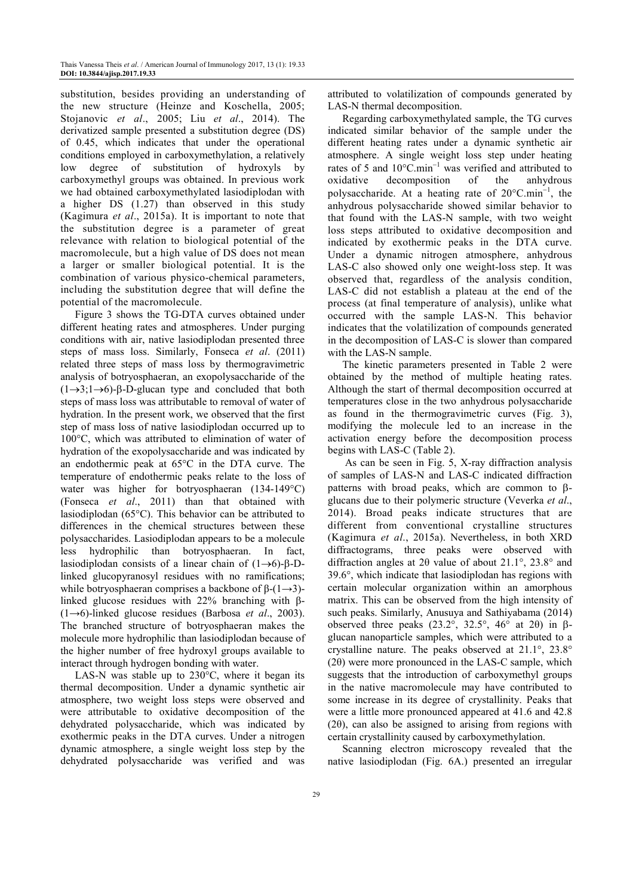substitution, besides providing an understanding of the new structure (Heinze and Koschella, 2005; Stojanovic *et al*., 2005; Liu *et al*., 2014). The derivatized sample presented a substitution degree (DS) of 0.45, which indicates that under the operational conditions employed in carboxymethylation, a relatively low degree of substitution of hydroxyls by carboxymethyl groups was obtained. In previous work we had obtained carboxymethylated lasiodiplodan with a higher DS (1.27) than observed in this study (Kagimura *et al*., 2015a). It is important to note that the substitution degree is a parameter of great relevance with relation to biological potential of the macromolecule, but a high value of DS does not mean a larger or smaller biological potential. It is the combination of various physico-chemical parameters, including the substitution degree that will define the potential of the macromolecule.

Figure 3 shows the TG-DTA curves obtained under different heating rates and atmospheres. Under purging conditions with air, native lasiodiplodan presented three steps of mass loss. Similarly, Fonseca *et al*. (2011) related three steps of mass loss by thermogravimetric analysis of botryosphaeran, an exopolysaccharide of the (1→3;1→6)-β-D-glucan type and concluded that both steps of mass loss was attributable to removal of water of hydration. In the present work, we observed that the first step of mass loss of native lasiodiplodan occurred up to 100°C, which was attributed to elimination of water of hydration of the exopolysaccharide and was indicated by an endothermic peak at 65°C in the DTA curve. The temperature of endothermic peaks relate to the loss of water was higher for botryosphaeran (134-149°C) (Fonseca *et al*., 2011) than that obtained with lasiodiplodan (65°C). This behavior can be attributed to differences in the chemical structures between these polysaccharides. Lasiodiplodan appears to be a molecule less hydrophilic than botryosphaeran. In fact, lasiodiplodan consists of a linear chain of (1→6)-β-D-linked glucopyranosyl residues with no ramifications; while botryosphaeran comprises a backbone of β-(1→3)-linked glucose residues with 22% branching with β-(1→6)-linked glucose residues (Barbosa *et al*., 2003). The branched structure of botryosphaeran makes the molecule more hydrophilic than lasiodiplodan because of the higher number of free hydroxyl groups available to interact through hydrogen bonding with water.

LAS-N was stable up to 230°C, where it began its thermal decomposition. Under a dynamic synthetic air atmosphere, two weight loss steps were observed and were attributable to oxidative decomposition of the dehydrated polysaccharide, which was indicated by exothermic peaks in the DTA curves. Under a nitrogen dynamic atmosphere, a single weight loss step by the dehydrated polysaccharide was verified and was attributed to volatilization of compounds generated by LAS-N thermal decomposition.

Regarding carboxymethylated sample, the TG curves indicated similar behavior of the sample under the different heating rates under a dynamic synthetic air atmosphere. A single weight loss step under heating rates of 5 and 10°C.min$^{-1}$ was verified and attributed to oxidative decomposition of the anhydrous polysaccharide. At a heating rate of 20°C.min$^{-1}$, the anhydrous polysaccharide showed similar behavior to that found with the LAS-N sample, with two weight loss steps attributed to oxidative decomposition and indicated by exothermic peaks in the DTA curve. Under a dynamic nitrogen atmosphere, anhydrous LAS-C also showed only one weight-loss step. It was observed that, regardless of the analysis condition, LAS-C did not establish a plateau at the end of the process (at final temperature of analysis), unlike what occurred with the sample LAS-N. This behavior indicates that the volatilization of compounds generated in the decomposition of LAS-C is slower than compared with the LAS-N sample.

The kinetic parameters presented in Table 2 were obtained by the method of multiple heating rates. Although the start of thermal decomposition occurred at temperatures close in the two anhydrous polysaccharide as found in the thermogravimetric curves (Fig. 3), modifying the molecule led to an increase in the activation energy before the decomposition process begins with LAS-C (Table 2).

As can be seen in Fig. 5, X-ray diffraction analysis of samples of LAS-N and LAS-C indicated diffraction patterns with broad peaks, which are common to β-glucans due to their polymeric structure (Veverka *et al*., 2014). Broad peaks indicate structures that are different from conventional crystalline structures (Kagimura *et al*., 2015a). Nevertheless, in both XRD diffractograms, three peaks were observed with diffraction angles at 2θ value of about 21.1°, 23.8° and 39.6°, which indicate that lasiodiplodan has regions with certain molecular organization within an amorphous matrix. This can be observed from the high intensity of such peaks. Similarly, Anusuya and Sathiyabama (2014) observed three peaks (23.2°, 32.5°, 46° at 2θ) in β-glucan nanoparticle samples, which were attributed to a crystalline nature. The peaks observed at 21.1°, 23.8° (2θ) were more pronounced in the LAS-C sample, which suggests that the introduction of carboxymethyl groups in the native macromolecule may have contributed to some increase in its degree of crystallinity. Peaks that were a little more pronounced appeared at 41.6 and 42.8 (2θ), can also be assigned to arising from regions with certain crystallinity caused by carboxymethylation.

Scanning electron microscopy revealed that the native lasiodiplodan (Fig. 6A.) presented an irregular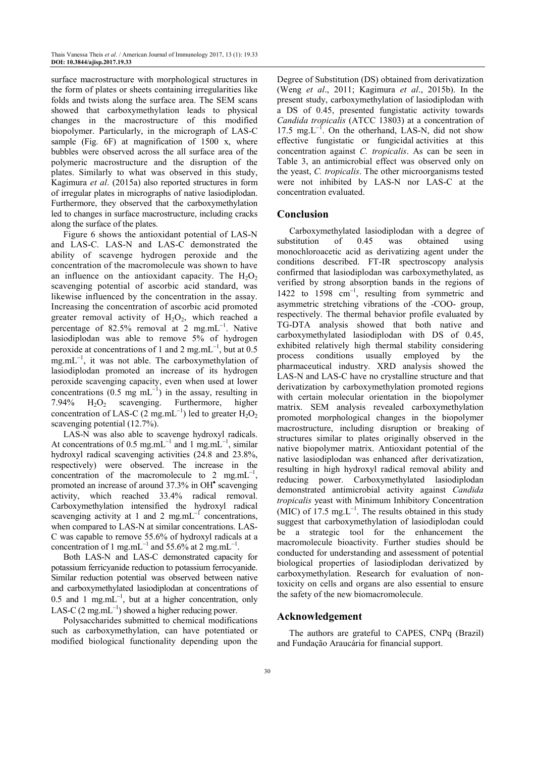surface macrostructure with morphological structures in the form of plates or sheets containing irregularities like folds and twists along the surface area. The SEM scans showed that carboxymethylation leads to physical changes in the macrostructure of this modified biopolymer. Particularly, in the micrograph of LAS-C sample (Fig. 6F) at magnification of 1500 x, where bubbles were observed across the all surface area of the polymeric macrostructure and the disruption of the plates. Similarly to what was observed in this study, Kagimura *et al*. (2015a) also reported structures in form of irregular plates in micrographs of native lasiodiplodan. Furthermore, they observed that the carboxymethylation led to changes in surface macrostructure, including cracks along the surface of the plates.

Figure 6 shows the antioxidant potential of LAS-N and LAS-C. LAS-N and LAS-C demonstrated the ability of scavenge hydrogen peroxide and the concentration of the macromolecule was shown to have an influence on the antioxidant capacity. The $H_2O_2$ scavenging potential of ascorbic acid standard, was likewise influenced by the concentration in the assay. Increasing the concentration of ascorbic acid promoted greater removal activity of $H_2O_2$, which reached a percentage of 82.5% removal at 2 $mg.mL^{-1}$. Native lasiodiplodan was able to remove 5% of hydrogen peroxide at concentrations of 1 and 2 $mg.mL^{-1}$, but at 0.5 $mg.mL^{-1}$, it was not able. The carboxymethylation of lasiodiplodan promoted an increase of its hydrogen peroxide scavenging capacity, even when used at lower concentrations (0.5 mg $mL^{-1}$) in the assay, resulting in 7.94% $H_2O_2$ scavenging. Furthermore, higher concentration of LAS-C (2 $mg.mL^{-1}$) led to greater $H_2O_2$ scavenging potential (12.7%).

LAS-N was also able to scavenge hydroxyl radicals. At concentrations of 0.5 $mg.mL^{-1}$ and 1 $mg.mL^{-1}$, similar hydroxyl radical scavenging activities (24.8 and 23.8%, respectively) were observed. The increase in the concentration of the macromolecule to 2 $mg.mL^{-1}$, promoted an increase of around 37.3% in $OH^{\bullet}$ scavenging activity, which reached 33.4% radical removal. Carboxymethylation intensified the hydroxyl radical scavenging activity at 1 and 2 $mg.mL^{-1}$ concentrations, when compared to LAS-N at similar concentrations. LAS-C was capable to remove 55.6% of hydroxyl radicals at a concentration of 1 $mg.mL^{-1}$ and 55.6% at 2 $mg.mL^{-1}$.

Both LAS-N and LAS-C demonstrated capacity for potassium ferricyanide reduction to potassium ferrocyanide. Similar reduction potential was observed between native and carboxymethylated lasiodiplodan at concentrations of 0.5 and 1 $mg.mL^{-1}$, but at a higher concentration, only LAS-C (2 $mg.mL^{-1}$) showed a higher reducing power.

Polysaccharides submitted to chemical modifications such as carboxymethylation, can have potentiated or modified biological functionality depending upon the Degree of Substitution (DS) obtained from derivatization (Weng *et al*., 2011; Kagimura *et al*., 2015b). In the present study, carboxymethylation of lasiodiplodan with a DS of 0.45, presented fungistatic activity towards *Candida tropicalis* (ATCC 13803) at a concentration of 17.5 $mg.L^{-1}$. On the otherhand, LAS-N, did not show effective fungistatic or fungicidal activities at this concentration against *C. tropicalis*. As can be seen in Table 3, an antimicrobial effect was observed only on the yeast, *C. tropicalis*. The other microorganisms tested were not inhibited by LAS-N nor LAS-C at the concentration evaluated.

## Conclusion

Carboxymethylated lasiodiplodan with a degree of substitution of 0.45 was obtained using monochloroacetic acid as derivatizing agent under the conditions described. FT-IR spectroscopy analysis confirmed that lasiodiplodan was carboxymethylated, as verified by strong absorption bands in the regions of 1422 to 1598 $cm^{-1}$, resulting from symmetric and asymmetric stretching vibrations of the -COO- group, respectively. The thermal behavior profile evaluated by TG-DTA analysis showed that both native and carboxymethylated lasiodiplodan with DS of 0.45, exhibited relatively high thermal stability considering process conditions usually employed by the pharmaceutical industry. XRD analysis showed the LAS-N and LAS-C have no crystalline structure and that derivatization by carboxymethylation promoted regions with certain molecular orientation in the biopolymer matrix. SEM analysis revealed carboxymethylation promoted morphological changes in the biopolymer macrostructure, including disruption or breaking of structures similar to plates originally observed in the native biopolymer matrix. Antioxidant potential of the native lasiodiplodan was enhanced after derivatization, resulting in high hydroxyl radical removal ability and reducing power. Carboxymethylated lasiodiplodan demonstrated antimicrobial activity against *Candida tropicalis* yeast with Minimum Inhibitory Concentration (MIC) of 17.5 $mg.L^{-1}$. The results obtained in this study suggest that carboxymethylation of lasiodiplodan could be a strategic tool for the enhancement the macromolecule bioactivity. Further studies should be conducted for understanding and assessment of potential biological properties of lasiodiplodan derivatized by carboxymethylation. Research for evaluation of non-toxicity on cells and organs are also essential to ensure the safety of the new biomacromolecule.

## Acknowledgement

The authors are grateful to CAPES, CNPq (Brazil) and Fundação Araucária for financial support.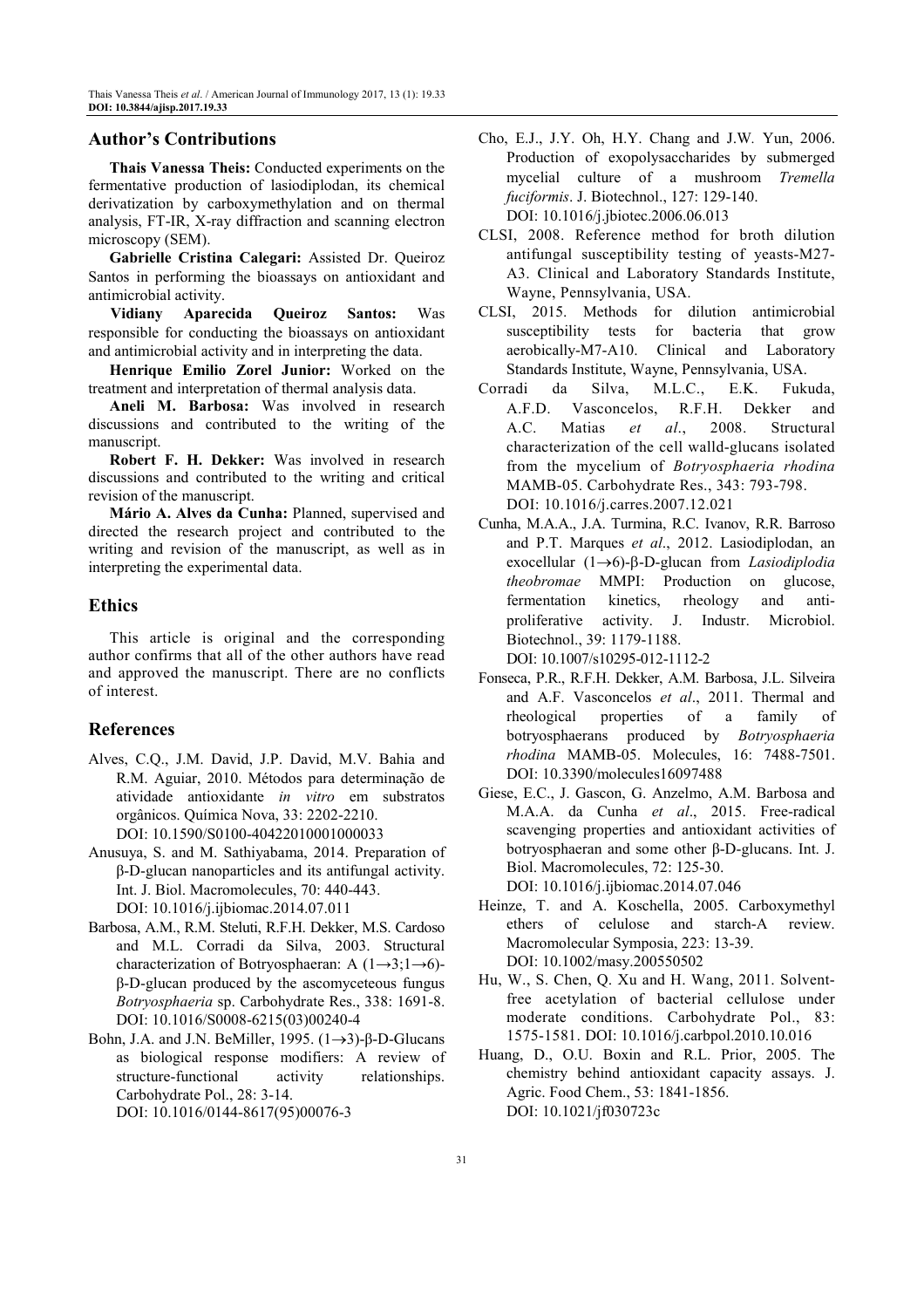## Author's Contributions

**Thais Vanessa Theis:** Conducted experiments on the fermentative production of lasiodiplodan, its chemical derivatization by carboxymethylation and on thermal analysis, FT-IR, X-ray diffraction and scanning electron microscopy (SEM).

**Gabrielle Cristina Calegari:** Assisted Dr. Queiroz Santos in performing the bioassays on antioxidant and antimicrobial activity.

**Vidiany Aparecida Queiroz Santos:** Was responsible for conducting the bioassays on antioxidant and antimicrobial activity and in interpreting the data.

**Henrique Emilio Zorel Junior:** Worked on the treatment and interpretation of thermal analysis data.

**Aneli M. Barbosa:** Was involved in research discussions and contributed to the writing of the manuscript.

**Robert F. H. Dekker:** Was involved in research discussions and contributed to the writing and critical revision of the manuscript.

**Mário A. Alves da Cunha:** Planned, supervised and directed the research project and contributed to the writing and revision of the manuscript, as well as in interpreting the experimental data.

## Ethics

This article is original and the corresponding author confirms that all of the other authors have read and approved the manuscript. There are no conflicts of interest.

## References

Alves, C.Q., J.M. David, J.P. David, M.V. Bahia and R.M. Aguiar, 2010. Métodos para determinação de atividade antioxidante *in vitro* em substratos orgânicos. Química Nova, 33: 2202-2210. DOI: 10.1590/S0100-40422010001000033

Anusuya, S. and M. Sathiyabama, 2014. Preparation of β-D-glucan nanoparticles and its antifungal activity. Int. J. Biol. Macromolecules, 70: 440-443. DOI: 10.1016/j.ijbiomac.2014.07.011

Barbosa, A.M., R.M. Steluti, R.F.H. Dekker, M.S. Cardoso and M.L. Corradi da Silva, 2003. Structural characterization of Botryosphaeran: A (1→3;1→6)-β-D-glucan produced by the ascomyceteous fungus *Botryosphaeria* sp. Carbohydrate Res., 338: 1691-8. DOI: 10.1016/S0008-6215(03)00240-4

Bohn, J.A. and J.N. BeMiller, 1995. (1→3)-β-D-Glucans as biological response modifiers: A review of structure-functional activity relationships. Carbohydrate Pol., 28: 3-14. DOI: 10.1016/0144-8617(95)00076-3

Cho, E.J., J.Y. Oh, H.Y. Chang and J.W. Yun, 2006. Production of exopolysaccharides by submerged mycelial culture of a mushroom *Tremella fuciformis*. J. Biotechnol., 127: 129-140. DOI: 10.1016/j.jbiotec.2006.06.013

CLSI, 2008. Reference method for broth dilution antifungal susceptibility testing of yeasts-M27-A3. Clinical and Laboratory Standards Institute, Wayne, Pennsylvania, USA.

CLSI, 2015. Methods for dilution antimicrobial susceptibility tests for bacteria that grow aerobically-M7-A10. Clinical and Laboratory Standards Institute, Wayne, Pennsylvania, USA.

Corradi da Silva, M.L.C., E.K. Fukuda, A.F.D. Vasconcelos, R.F.H. Dekker and A.C. Matias *et al*., 2008. Structural characterization of the cell walld-glucans isolated from the mycelium of *Botryosphaeria rhodina* MAMB-05. Carbohydrate Res., 343: 793-798. DOI: 10.1016/j.carres.2007.12.021

Cunha, M.A.A., J.A. Turmina, R.C. Ivanov, R.R. Barroso and P.T. Marques *et al*., 2012. Lasiodiplodan, an exocellular (1→6)-β-D-glucan from *Lasiodiplodia theobromae* MMPI: Production on glucose, fermentation kinetics, rheology and anti-proliferative activity. J. Industr. Microbiol. Biotechnol., 39: 1179-1188. DOI: 10.1007/s10295-012-1112-2

Fonseca, P.R., R.F.H. Dekker, A.M. Barbosa, J.L. Silveira and A.F. Vasconcelos *et al*., 2011. Thermal and rheological properties of a family of botryosphaerans produced by *Botryosphaeria rhodina* MAMB-05. Molecules, 16: 7488-7501. DOI: 10.3390/molecules16097488

Giese, E.C., J. Gascon, G. Anzelmo, A.M. Barbosa and M.A.A. da Cunha *et al*., 2015. Free-radical scavenging properties and antioxidant activities of botryosphaeran and some other β-D-glucans. Int. J. Biol. Macromolecules, 72: 125-30. DOI: 10.1016/j.ijbiomac.2014.07.046

Heinze, T. and A. Koschella, 2005. Carboxymethyl ethers of celulose and starch-A review. Macromolecular Symposia, 223: 13-39. DOI: 10.1002/masy.200550502

Hu, W., S. Chen, Q. Xu and H. Wang, 2011. Solvent-free acetylation of bacterial cellulose under moderate conditions. Carbohydrate Pol., 83: 1575-1581. DOI: 10.1016/j.carbpol.2010.10.016

Huang, D., O.U. Boxin and R.L. Prior, 2005. The chemistry behind antioxidant capacity assays. J. Agric. Food Chem., 53: 1841-1856. DOI: 10.1021/jf030723c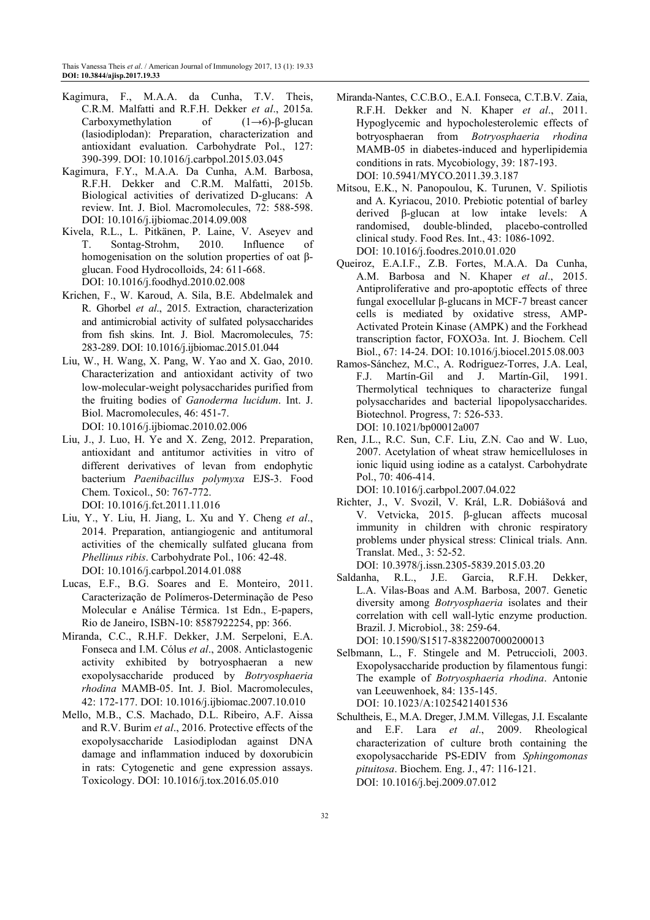Kagimura, F., M.A.A. da Cunha, T.V. Theis, C.R.M. Malfatti and R.F.H. Dekker *et al*., 2015a. Carboxymethylation of (1→6)-β-glucan (lasiodiplodan): Preparation, characterization and antioxidant evaluation. Carbohydrate Pol., 127: 390-399. DOI: 10.1016/j.carbpol.2015.03.045

Kagimura, F.Y., M.A.A. Da Cunha, A.M. Barbosa, R.F.H. Dekker and C.R.M. Malfatti, 2015b. Biological activities of derivatized D-glucans: A review. Int. J. Biol. Macromolecules, 72: 588-598. DOI: 10.1016/j.ijbiomac.2014.09.008

Kivela, R.L., L. Pitkänen, P. Laine, V. Aseyev and T. Sontag-Strohm, 2010. Influence of homogenisation on the solution properties of oat β-glucan. Food Hydrocolloids, 24: 611-668. DOI: 10.1016/j.foodhyd.2010.02.008

Krichen, F., W. Karoud, A. Sila, B.E. Abdelmalek and R. Ghorbel *et al*., 2015. Extraction, characterization and antimicrobial activity of sulfated polysaccharides from fish skins. Int. J. Biol. Macromolecules, 75: 283-289. DOI: 10.1016/j.ijbiomac.2015.01.044

Liu, W., H. Wang, X. Pang, W. Yao and X. Gao, 2010. Characterization and antioxidant activity of two low-molecular-weight polysaccharides purified from the fruiting bodies of *Ganoderma lucidum*. Int. J. Biol. Macromolecules, 46: 451-7. DOI: 10.1016/j.ijbiomac.2010.02.006

Liu, J., J. Luo, H. Ye and X. Zeng, 2012. Preparation, antioxidant and antitumor activities in vitro of different derivatives of levan from endophytic bacterium *Paenibacillus polymyxa* EJS-3. Food Chem. Toxicol., 50: 767-772. DOI: 10.1016/j.fct.2011.11.016

Liu, Y., Y. Liu, H. Jiang, L. Xu and Y. Cheng *et al*., 2014. Preparation, antiangiogenic and antitumoral activities of the chemically sulfated glucana from *Phellinus ribis*. Carbohydrate Pol., 106: 42-48. DOI: 10.1016/j.carbpol.2014.01.088

Lucas, E.F., B.G. Soares and E. Monteiro, 2011. Caracterização de Polímeros-Determinação de Peso Molecular e Análise Térmica. 1st Edn., E-papers, Rio de Janeiro, ISBN-10: 8587922254, pp: 366.

Miranda, C.C., R.H.F. Dekker, J.M. Serpeloni, E.A. Fonseca and I.M. Cólus *et al*., 2008. Anticlastogenic activity exhibited by botryosphaeran a new exopolysaccharide produced by *Botryosphaeria rhodina* MAMB-05. Int. J. Biol. Macromolecules, 42: 172-177. DOI: 10.1016/j.ijbiomac.2007.10.010

Mello, M.B., C.S. Machado, D.L. Ribeiro, A.F. Aissa and R.V. Burim *et al*., 2016. Protective effects of the exopolysaccharide Lasiodiplodan against DNA damage and inflammation induced by doxorubicin in rats: Cytogenetic and gene expression assays. Toxicology. DOI: 10.1016/j.tox.2016.05.010

Miranda-Nantes, C.C.B.O., E.A.I. Fonseca, C.T.B.V. Zaia, R.F.H. Dekker and N. Khaper *et al*., 2011. Hypoglycemic and hypocholesterolemic effects of botryosphaeran from *Botryosphaeria rhodina* MAMB-05 in diabetes-induced and hyperlipidemia conditions in rats. Mycobiology, 39: 187-193. DOI: 10.5941/MYCO.2011.39.3.187

Mitsou, E.K., N. Panopoulou, K. Turunen, V. Spiliotis and A. Kyriacou, 2010. Prebiotic potential of barley derived β-glucan at low intake levels: A randomised, double-blinded, placebo-controlled clinical study. Food Res. Int., 43: 1086-1092. DOI: 10.1016/j.foodres.2010.01.020

Queiroz, E.A.I.F., Z.B. Fortes, M.A.A. Da Cunha, A.M. Barbosa and N. Khaper *et al*., 2015. Antiproliferative and pro-apoptotic effects of three fungal exocellular β-glucans in MCF-7 breast cancer cells is mediated by oxidative stress, AMP-Activated Protein Kinase (AMPK) and the Forkhead transcription factor, FOXO3a. Int. J. Biochem. Cell Biol., 67: 14-24. DOI: 10.1016/j.biocel.2015.08.003

Ramos-Sánchez, M.C., A. Rodriguez-Torres, J.A. Leal, F.J. Martín-Gil and J. Martín-Gil, 1991. Thermolytical techniques to characterize fungal polysaccharides and bacterial lipopolysaccharides. Biotechnol. Progress, 7: 526-533. DOI: 10.1021/bp00012a007

Ren, J.L., R.C. Sun, C.F. Liu, Z.N. Cao and W. Luo, 2007. Acetylation of wheat straw hemicelluloses in ionic liquid using iodine as a catalyst. Carbohydrate Pol., 70: 406-414. DOI: 10.1016/j.carbpol.2007.04.022

Richter, J., V. Svozil, V. Král, L.R. Dobiášová and V. Vetvicka, 2015. β-glucan affects mucosal immunity in children with chronic respiratory problems under physical stress: Clinical trials. Ann. Translat. Med., 3: 52-52. DOI: 10.3978/j.issn.2305-5839.2015.03.20

Saldanha, R.L., J.E. Garcia, R.F.H. Dekker, L.A. Vilas-Boas and A.M. Barbosa, 2007. Genetic diversity among *Botryosphaeria* isolates and their correlation with cell wall-lytic enzyme production. Brazil. J. Microbiol., 38: 259-64. DOI: 10.1590/S1517-83822007000200013

Selbmann, L., F. Stingele and M. Petruccioli, 2003. Exopolysaccharide production by filamentous fungi: The example of *Botryosphaeria rhodina*. Antonie van Leeuwenhoek, 84: 135-145. DOI: 10.1023/A:1025421401536

Schultheis, E., M.A. Dreger, J.M.M. Villegas, J.I. Escalante and E.F. Lara *et al*., 2009. Rheological characterization of culture broth containing the exopolysaccharide PS-EDIV from *Sphingomonas pituitosa*. Biochem. Eng. J., 47: 116-121. DOI: 10.1016/j.bej.2009.07.012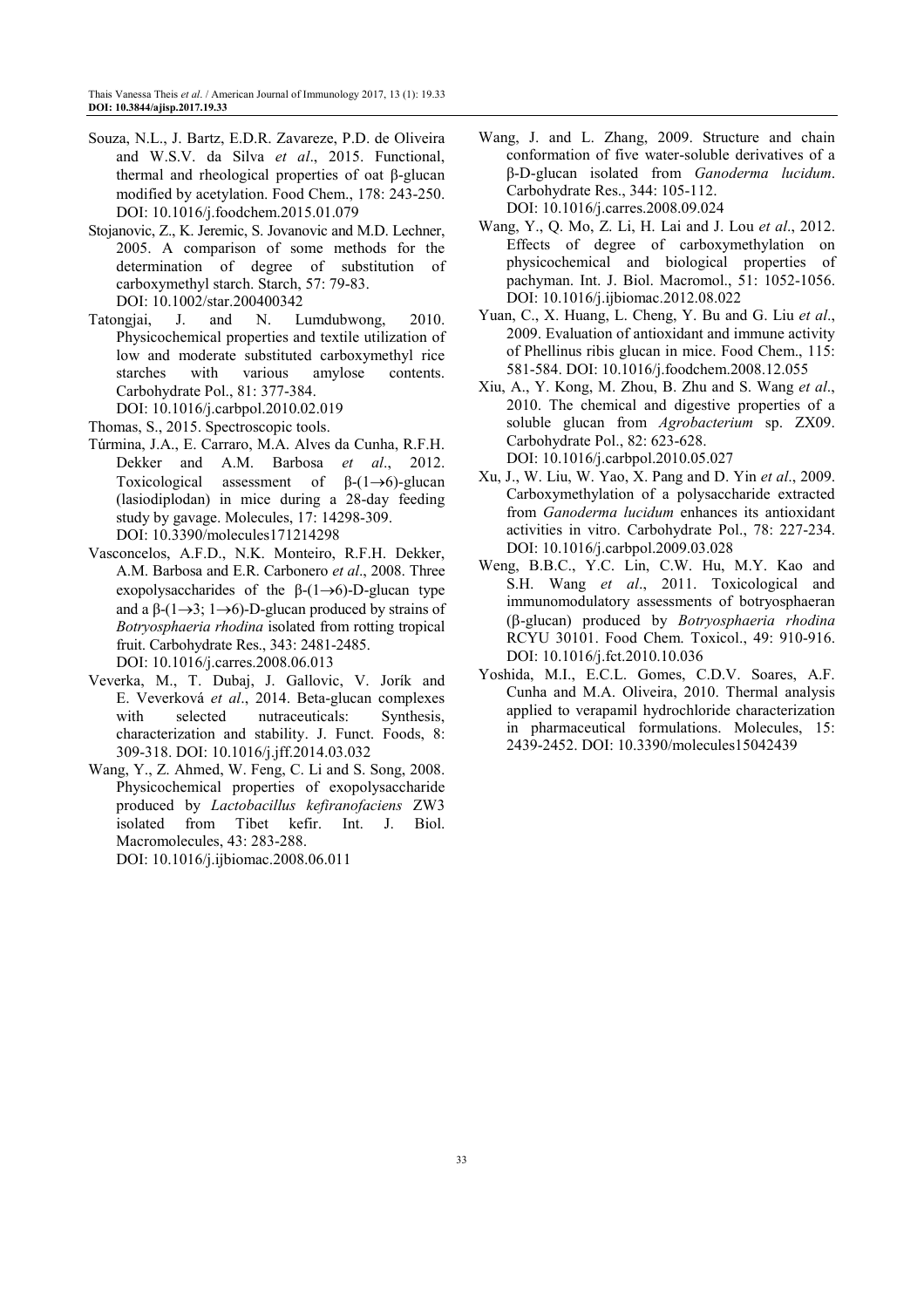Souza, N.L., J. Bartz, E.D.R. Zavareze, P.D. de Oliveira and W.S.V. da Silva *et al*., 2015. Functional, thermal and rheological properties of oat β-glucan modified by acetylation. Food Chem., 178: 243-250. DOI: 10.1016/j.foodchem.2015.01.079

Stojanovic, Z., K. Jeremic, S. Jovanovic and M.D. Lechner, 2005. A comparison of some methods for the determination of degree of substitution of carboxymethyl starch. Starch, 57: 79-83. DOI: 10.1002/star.200400342

Tatongjai, J. and N. Lumdubwong, 2010. Physicochemical properties and textile utilization of low and moderate substituted carboxymethyl rice starches with various amylose contents. Carbohydrate Pol., 81: 377-384. DOI: 10.1016/j.carbpol.2010.02.019

Thomas, S., 2015. Spectroscopic tools.

Túrmina, J.A., E. Carraro, M.A. Alves da Cunha, R.F.H. Dekker and A.M. Barbosa *et al*., 2012. Toxicological assessment of β-(1→6)-glucan (lasiodiplodan) in mice during a 28-day feeding study by gavage. Molecules, 17: 14298-309. DOI: 10.3390/molecules171214298

Vasconcelos, A.F.D., N.K. Monteiro, R.F.H. Dekker, A.M. Barbosa and E.R. Carbonero *et al*., 2008. Three exopolysaccharides of the β-(1→6)-D-glucan type and a β-(1→3; 1→6)-D-glucan produced by strains of *Botryosphaeria rhodina* isolated from rotting tropical fruit. Carbohydrate Res., 343: 2481-2485. DOI: 10.1016/j.carres.2008.06.013

Veverka, M., T. Dubaj, J. Gallovic, V. Jorík and E. Veverková *et al*., 2014. Beta-glucan complexes with selected nutraceuticals: Synthesis, characterization and stability. J. Funct. Foods, 8: 309-318. DOI: 10.1016/j.jff.2014.03.032

Wang, Y., Z. Ahmed, W. Feng, C. Li and S. Song, 2008. Physicochemical properties of exopolysaccharide produced by *Lactobacillus kefiranofaciens* ZW3 isolated from Tibet kefir. Int. J. Biol. Macromolecules, 43: 283-288. DOI: 10.1016/j.ijbiomac.2008.06.011

Wang, J. and L. Zhang, 2009. Structure and chain conformation of five water-soluble derivatives of a β-D-glucan isolated from *Ganoderma lucidum*. Carbohydrate Res., 344: 105-112. DOI: 10.1016/j.carres.2008.09.024

Wang, Y., Q. Mo, Z. Li, H. Lai and J. Lou *et al*., 2012. Effects of degree of carboxymethylation on physicochemical and biological properties of pachyman. Int. J. Biol. Macromol., 51: 1052-1056. DOI: 10.1016/j.ijbiomac.2012.08.022

Yuan, C., X. Huang, L. Cheng, Y. Bu and G. Liu *et al*., 2009. Evaluation of antioxidant and immune activity of Phellinus ribis glucan in mice. Food Chem., 115: 581-584. DOI: 10.1016/j.foodchem.2008.12.055

Xiu, A., Y. Kong, M. Zhou, B. Zhu and S. Wang *et al*., 2010. The chemical and digestive properties of a soluble glucan from *Agrobacterium* sp. ZX09. Carbohydrate Pol., 82: 623-628. DOI: 10.1016/j.carbpol.2010.05.027

Xu, J., W. Liu, W. Yao, X. Pang and D. Yin *et al*., 2009. Carboxymethylation of a polysaccharide extracted from *Ganoderma lucidum* enhances its antioxidant activities in vitro. Carbohydrate Pol., 78: 227-234. DOI: 10.1016/j.carbpol.2009.03.028

Weng, B.B.C., Y.C. Lin, C.W. Hu, M.Y. Kao and S.H. Wang *et al*., 2011. Toxicological and immunomodulatory assessments of botryosphaeran (β-glucan) produced by *Botryosphaeria rhodina* RCYU 30101. Food Chem. Toxicol., 49: 910-916. DOI: 10.1016/j.fct.2010.10.036

Yoshida, M.I., E.C.L. Gomes, C.D.V. Soares, A.F. Cunha and M.A. Oliveira, 2010. Thermal analysis applied to verapamil hydrochloride characterization in pharmaceutical formulations. Molecules, 15: 2439-2452. DOI: 10.3390/molecules15042439